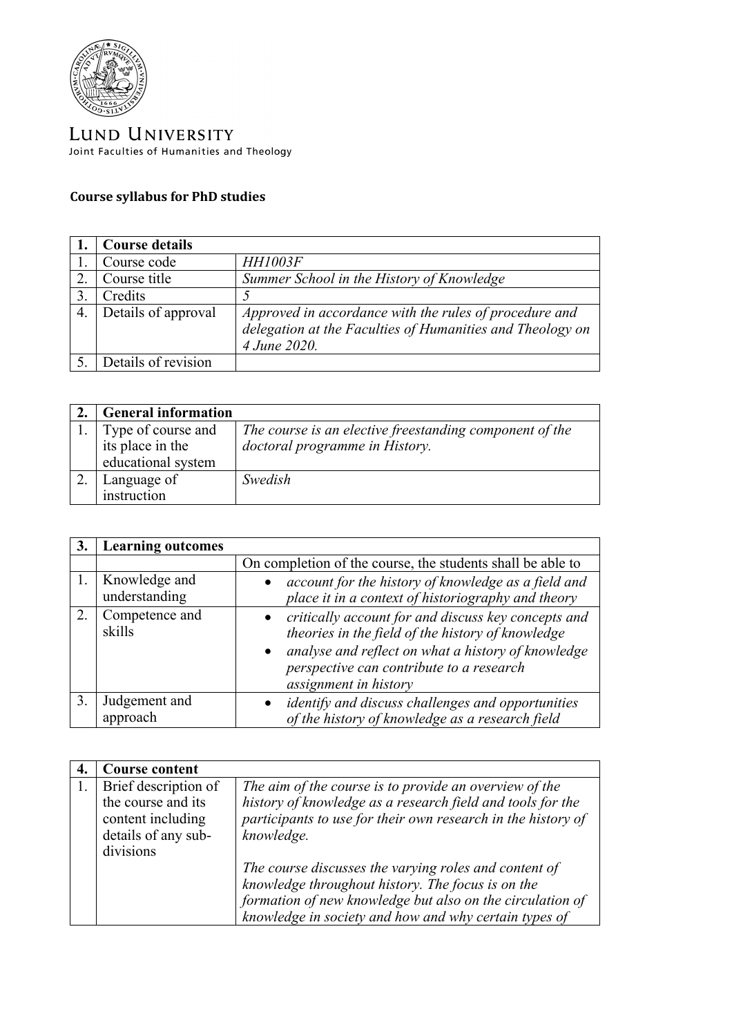LUND UNIVERSITY
Joint Faculties of Humanities and Theology

**Course syllabus for PhD studies**

| **1.** | **Course details** | |
|---|---|---|
| 1. | Course code | *HH1003F* |
| 2. | Course title | *Summer School in the History of Knowledge* |
| 3. | Credits | *5* |
| 4. | Details of approval | *Approved in accordance with the rules of procedure and delegation at the Faculties of Humanities and Theology on 4 June 2020.* |
| 5. | Details of revision | |

| **2.** | **General information** | |
|---|---|---|
| 1. | Type of course and its place in the educational system | *The course is an elective freestanding component of the doctoral programme in History.* |
| 2. | Language of instruction | *Swedish* |

| **3.** | **Learning outcomes** | |
|---|---|---|
| | | On completion of the course, the students shall be able to |
| 1. | Knowledge and understanding | • *account for the history of knowledge as a field and place it in a context of historiography and theory* |
| 2. | Competence and skills | • *critically account for and discuss key concepts and theories in the field of the history of knowledge* <br> • *analyse and reflect on what a history of knowledge perspective can contribute to a research assignment in history* |
| 3. | Judgement and approach | • *identify and discuss challenges and opportunities of the history of knowledge as a research field* |

| **4.** | **Course content** | |
|---|---|---|
| 1. | Brief description of the course and its content including details of any sub-divisions | *The aim of the course is to provide an overview of the history of knowledge as a research field and tools for the participants to use for their own research in the history of knowledge.* <br><br> *The course discusses the varying roles and content of knowledge throughout history. The focus is on the formation of new knowledge but also on the circulation of knowledge in society and how and why certain types of* |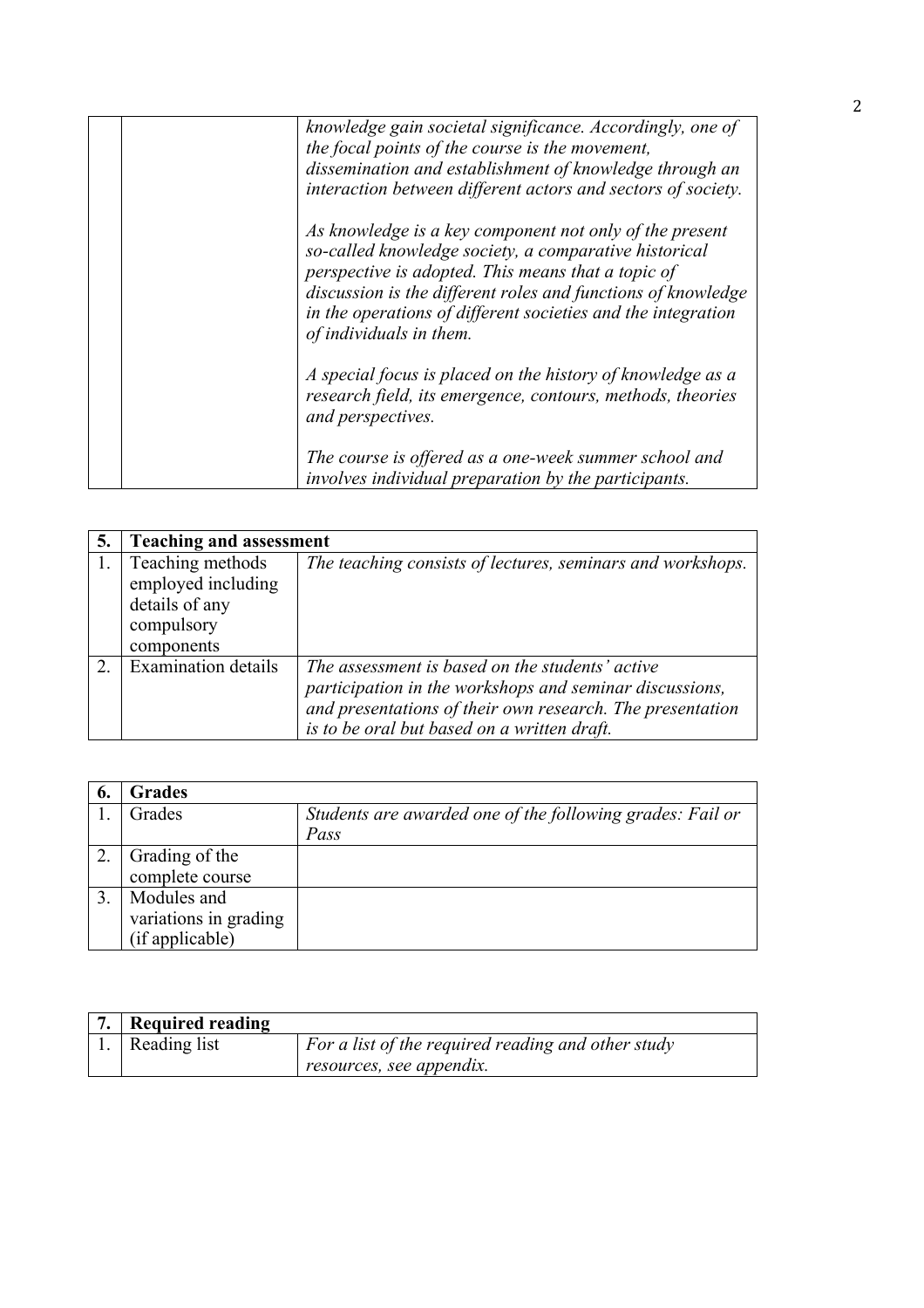| | | |
|---|---|---|
| | | *knowledge gain societal significance. Accordingly, one of the focal points of the course is the movement, dissemination and establishment of knowledge through an interaction between different actors and sectors of society.*<br><br>*As knowledge is a key component not only of the present so-called knowledge society, a comparative historical perspective is adopted. This means that a topic of discussion is the different roles and functions of knowledge in the operations of different societies and the integration of individuals in them.*<br><br>*A special focus is placed on the history of knowledge as a research field, its emergence, contours, methods, theories and perspectives.*<br><br>*The course is offered as a one-week summer school and involves individual preparation by the participants.* |

| 5. | **Teaching and assessment** | |
|---|---|---|
| 1. | Teaching methods employed including details of any compulsory components | *The teaching consists of lectures, seminars and workshops.* |
| 2. | Examination details | *The assessment is based on the students' active participation in the workshops and seminar discussions, and presentations of their own research. The presentation is to be oral but based on a written draft.* |

| 6. | **Grades** | |
|---|---|---|
| 1. | Grades | *Students are awarded one of the following grades: Fail or Pass* |
| 2. | Grading of the complete course | |
| 3. | Modules and variations in grading (if applicable) | |

| 7. | **Required reading** | |
|---|---|---|
| 1. | Reading list | *For a list of the required reading and other study resources, see appendix.* |